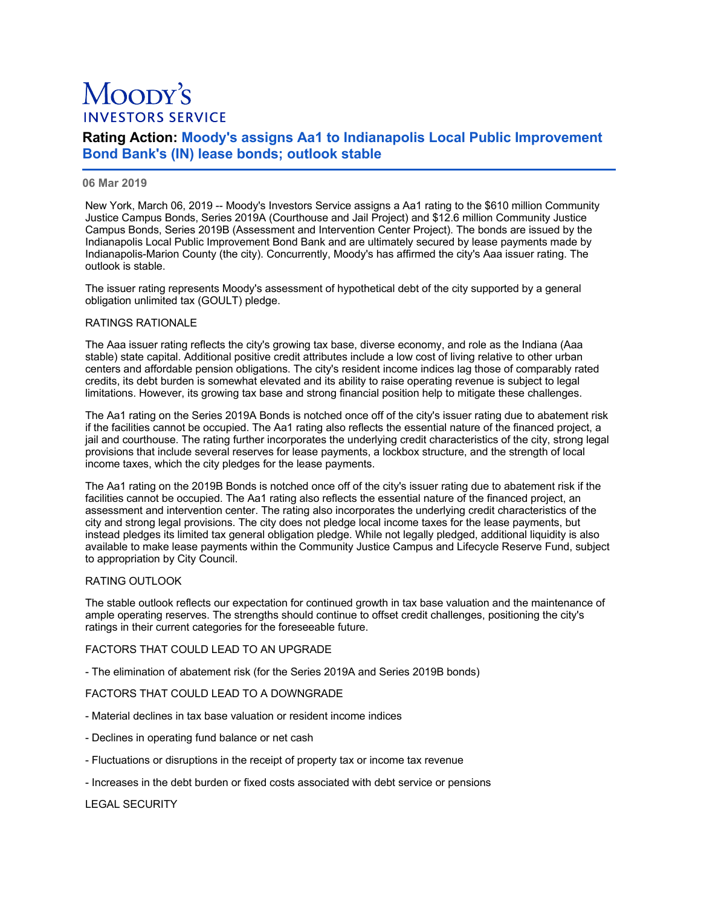# Moody's INVESTORS SERVICE

## Rating Action: Moody's assigns Aa1 to Indianapolis Local Public Improvement Bond Bank's (IN) lease bonds; outlook stable

**06 Mar 2019**

New York, March 06, 2019 -- Moody's Investors Service assigns a Aa1 rating to the $610 million Community Justice Campus Bonds, Series 2019A (Courthouse and Jail Project) and $12.6 million Community Justice Campus Bonds, Series 2019B (Assessment and Intervention Center Project). The bonds are issued by the Indianapolis Local Public Improvement Bond Bank and are ultimately secured by lease payments made by Indianapolis-Marion County (the city). Concurrently, Moody's has affirmed the city's Aaa issuer rating. The outlook is stable.

The issuer rating represents Moody's assessment of hypothetical debt of the city supported by a general obligation unlimited tax (GOULT) pledge.

RATINGS RATIONALE

The Aaa issuer rating reflects the city's growing tax base, diverse economy, and role as the Indiana (Aaa stable) state capital. Additional positive credit attributes include a low cost of living relative to other urban centers and affordable pension obligations. The city's resident income indices lag those of comparably rated credits, its debt burden is somewhat elevated and its ability to raise operating revenue is subject to legal limitations. However, its growing tax base and strong financial position help to mitigate these challenges.

The Aa1 rating on the Series 2019A Bonds is notched once off of the city's issuer rating due to abatement risk if the facilities cannot be occupied. The Aa1 rating also reflects the essential nature of the financed project, a jail and courthouse. The rating further incorporates the underlying credit characteristics of the city, strong legal provisions that include several reserves for lease payments, a lockbox structure, and the strength of local income taxes, which the city pledges for the lease payments.

The Aa1 rating on the 2019B Bonds is notched once off of the city's issuer rating due to abatement risk if the facilities cannot be occupied. The Aa1 rating also reflects the essential nature of the financed project, an assessment and intervention center. The rating also incorporates the underlying credit characteristics of the city and strong legal provisions. The city does not pledge local income taxes for the lease payments, but instead pledges its limited tax general obligation pledge. While not legally pledged, additional liquidity is also available to make lease payments within the Community Justice Campus and Lifecycle Reserve Fund, subject to appropriation by City Council.

RATING OUTLOOK

The stable outlook reflects our expectation for continued growth in tax base valuation and the maintenance of ample operating reserves. The strengths should continue to offset credit challenges, positioning the city's ratings in their current categories for the foreseeable future.

FACTORS THAT COULD LEAD TO AN UPGRADE

- The elimination of abatement risk (for the Series 2019A and Series 2019B bonds)

FACTORS THAT COULD LEAD TO A DOWNGRADE

- Material declines in tax base valuation or resident income indices

- Declines in operating fund balance or net cash

- Fluctuations or disruptions in the receipt of property tax or income tax revenue

- Increases in the debt burden or fixed costs associated with debt service or pensions

LEGAL SECURITY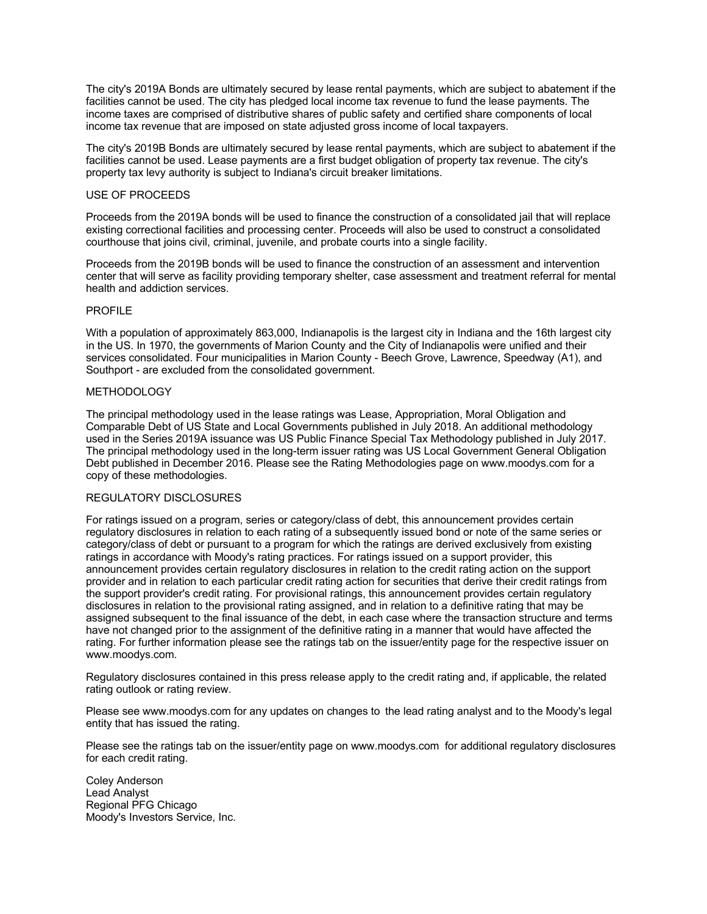The city's 2019A Bonds are ultimately secured by lease rental payments, which are subject to abatement if the facilities cannot be used. The city has pledged local income tax revenue to fund the lease payments. The income taxes are comprised of distributive shares of public safety and certified share components of local income tax revenue that are imposed on state adjusted gross income of local taxpayers.

The city's 2019B Bonds are ultimately secured by lease rental payments, which are subject to abatement if the facilities cannot be used. Lease payments are a first budget obligation of property tax revenue. The city's property tax levy authority is subject to Indiana's circuit breaker limitations.

## USE OF PROCEEDS

Proceeds from the 2019A bonds will be used to finance the construction of a consolidated jail that will replace existing correctional facilities and processing center. Proceeds will also be used to construct a consolidated courthouse that joins civil, criminal, juvenile, and probate courts into a single facility.

Proceeds from the 2019B bonds will be used to finance the construction of an assessment and intervention center that will serve as facility providing temporary shelter, case assessment and treatment referral for mental health and addiction services.

## PROFILE

With a population of approximately 863,000, Indianapolis is the largest city in Indiana and the 16th largest city in the US. In 1970, the governments of Marion County and the City of Indianapolis were unified and their services consolidated. Four municipalities in Marion County - Beech Grove, Lawrence, Speedway (A1), and Southport - are excluded from the consolidated government.

## METHODOLOGY

The principal methodology used in the lease ratings was Lease, Appropriation, Moral Obligation and Comparable Debt of US State and Local Governments published in July 2018. An additional methodology used in the Series 2019A issuance was US Public Finance Special Tax Methodology published in July 2017. The principal methodology used in the long-term issuer rating was US Local Government General Obligation Debt published in December 2016. Please see the Rating Methodologies page on www.moodys.com for a copy of these methodologies.

## REGULATORY DISCLOSURES

For ratings issued on a program, series or category/class of debt, this announcement provides certain regulatory disclosures in relation to each rating of a subsequently issued bond or note of the same series or category/class of debt or pursuant to a program for which the ratings are derived exclusively from existing ratings in accordance with Moody's rating practices. For ratings issued on a support provider, this announcement provides certain regulatory disclosures in relation to the credit rating action on the support provider and in relation to each particular credit rating action for securities that derive their credit ratings from the support provider's credit rating. For provisional ratings, this announcement provides certain regulatory disclosures in relation to the provisional rating assigned, and in relation to a definitive rating that may be assigned subsequent to the final issuance of the debt, in each case where the transaction structure and terms have not changed prior to the assignment of the definitive rating in a manner that would have affected the rating. For further information please see the ratings tab on the issuer/entity page for the respective issuer on www.moodys.com.

Regulatory disclosures contained in this press release apply to the credit rating and, if applicable, the related rating outlook or rating review.

Please see www.moodys.com for any updates on changes to the lead rating analyst and to the Moody's legal entity that has issued the rating.

Please see the ratings tab on the issuer/entity page on www.moodys.com for additional regulatory disclosures for each credit rating.

Coley Anderson
Lead Analyst
Regional PFG Chicago
Moody's Investors Service, Inc.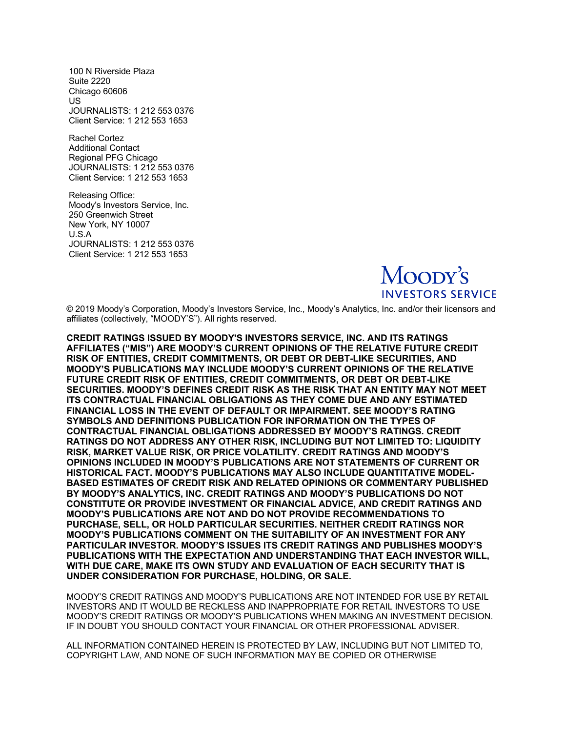100 N Riverside Plaza
Suite 2220
Chicago 60606
US
JOURNALISTS: 1 212 553 0376
Client Service: 1 212 553 1653

Rachel Cortez
Additional Contact
Regional PFG Chicago
JOURNALISTS: 1 212 553 0376
Client Service: 1 212 553 1653

Releasing Office:
Moody's Investors Service, Inc.
250 Greenwich Street
New York, NY 10007
U.S.A
JOURNALISTS: 1 212 553 0376
Client Service: 1 212 553 1653

MOODY'S INVESTORS SERVICE

© 2019 Moody's Corporation, Moody's Investors Service, Inc., Moody's Analytics, Inc. and/or their licensors and affiliates (collectively, "MOODY'S"). All rights reserved.

**CREDIT RATINGS ISSUED BY MOODY'S INVESTORS SERVICE, INC. AND ITS RATINGS AFFILIATES ("MIS") ARE MOODY'S CURRENT OPINIONS OF THE RELATIVE FUTURE CREDIT RISK OF ENTITIES, CREDIT COMMITMENTS, OR DEBT OR DEBT-LIKE SECURITIES, AND MOODY'S PUBLICATIONS MAY INCLUDE MOODY'S CURRENT OPINIONS OF THE RELATIVE FUTURE CREDIT RISK OF ENTITIES, CREDIT COMMITMENTS, OR DEBT OR DEBT-LIKE SECURITIES. MOODY'S DEFINES CREDIT RISK AS THE RISK THAT AN ENTITY MAY NOT MEET ITS CONTRACTUAL FINANCIAL OBLIGATIONS AS THEY COME DUE AND ANY ESTIMATED FINANCIAL LOSS IN THE EVENT OF DEFAULT OR IMPAIRMENT. SEE MOODY'S RATING SYMBOLS AND DEFINITIONS PUBLICATION FOR INFORMATION ON THE TYPES OF CONTRACTUAL FINANCIAL OBLIGATIONS ADDRESSED BY MOODY'S RATINGS. CREDIT RATINGS DO NOT ADDRESS ANY OTHER RISK, INCLUDING BUT NOT LIMITED TO: LIQUIDITY RISK, MARKET VALUE RISK, OR PRICE VOLATILITY. CREDIT RATINGS AND MOODY'S OPINIONS INCLUDED IN MOODY'S PUBLICATIONS ARE NOT STATEMENTS OF CURRENT OR HISTORICAL FACT. MOODY'S PUBLICATIONS MAY ALSO INCLUDE QUANTITATIVE MODEL-BASED ESTIMATES OF CREDIT RISK AND RELATED OPINIONS OR COMMENTARY PUBLISHED BY MOODY'S ANALYTICS, INC. CREDIT RATINGS AND MOODY'S PUBLICATIONS DO NOT CONSTITUTE OR PROVIDE INVESTMENT OR FINANCIAL ADVICE, AND CREDIT RATINGS AND MOODY'S PUBLICATIONS ARE NOT AND DO NOT PROVIDE RECOMMENDATIONS TO PURCHASE, SELL, OR HOLD PARTICULAR SECURITIES. NEITHER CREDIT RATINGS NOR MOODY'S PUBLICATIONS COMMENT ON THE SUITABILITY OF AN INVESTMENT FOR ANY PARTICULAR INVESTOR. MOODY'S ISSUES ITS CREDIT RATINGS AND PUBLISHES MOODY'S PUBLICATIONS WITH THE EXPECTATION AND UNDERSTANDING THAT EACH INVESTOR WILL, WITH DUE CARE, MAKE ITS OWN STUDY AND EVALUATION OF EACH SECURITY THAT IS UNDER CONSIDERATION FOR PURCHASE, HOLDING, OR SALE.**

MOODY'S CREDIT RATINGS AND MOODY'S PUBLICATIONS ARE NOT INTENDED FOR USE BY RETAIL INVESTORS AND IT WOULD BE RECKLESS AND INAPPROPRIATE FOR RETAIL INVESTORS TO USE MOODY'S CREDIT RATINGS OR MOODY'S PUBLICATIONS WHEN MAKING AN INVESTMENT DECISION. IF IN DOUBT YOU SHOULD CONTACT YOUR FINANCIAL OR OTHER PROFESSIONAL ADVISER.

ALL INFORMATION CONTAINED HEREIN IS PROTECTED BY LAW, INCLUDING BUT NOT LIMITED TO, COPYRIGHT LAW, AND NONE OF SUCH INFORMATION MAY BE COPIED OR OTHERWISE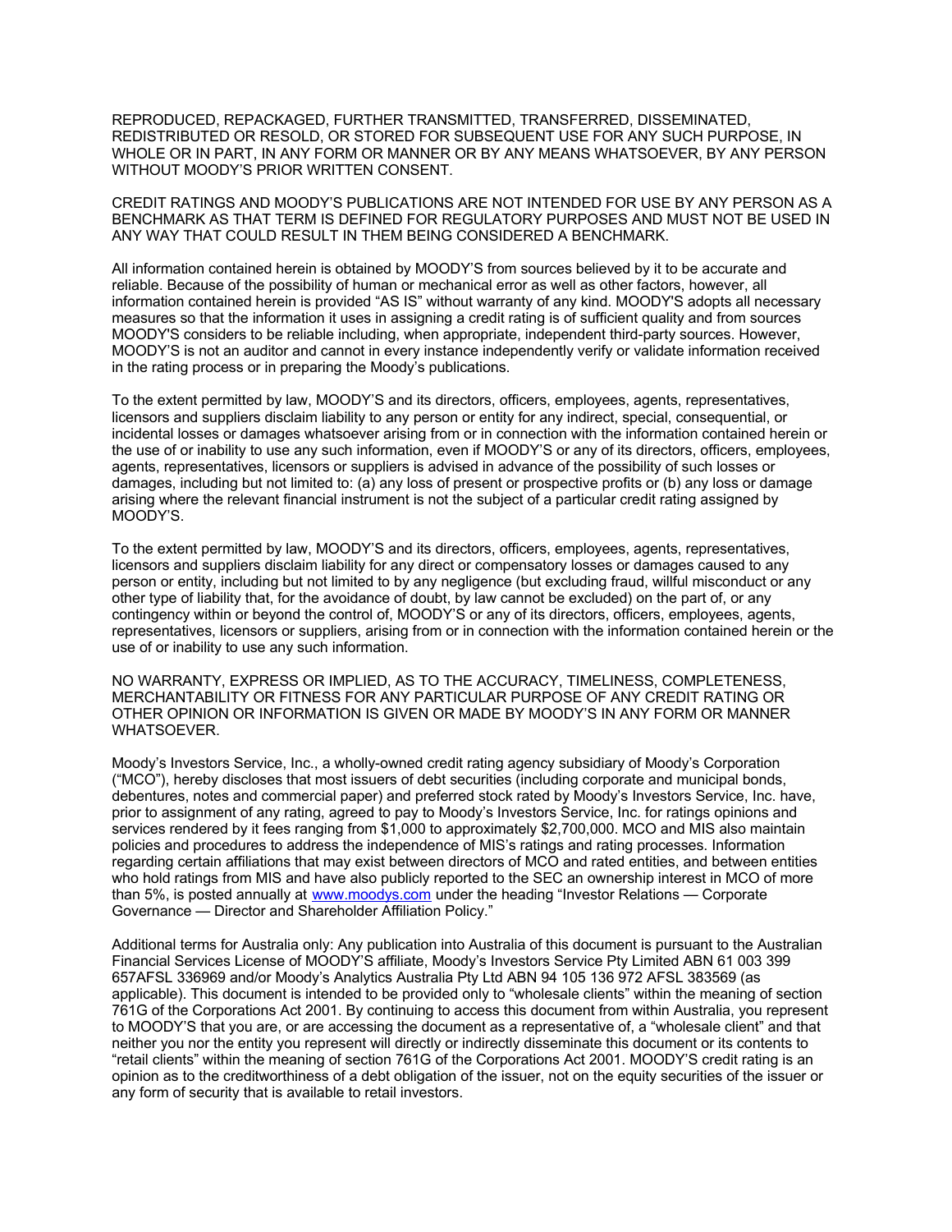REPRODUCED, REPACKAGED, FURTHER TRANSMITTED, TRANSFERRED, DISSEMINATED, REDISTRIBUTED OR RESOLD, OR STORED FOR SUBSEQUENT USE FOR ANY SUCH PURPOSE, IN WHOLE OR IN PART, IN ANY FORM OR MANNER OR BY ANY MEANS WHATSOEVER, BY ANY PERSON WITHOUT MOODY'S PRIOR WRITTEN CONSENT.

CREDIT RATINGS AND MOODY'S PUBLICATIONS ARE NOT INTENDED FOR USE BY ANY PERSON AS A BENCHMARK AS THAT TERM IS DEFINED FOR REGULATORY PURPOSES AND MUST NOT BE USED IN ANY WAY THAT COULD RESULT IN THEM BEING CONSIDERED A BENCHMARK.

All information contained herein is obtained by MOODY'S from sources believed by it to be accurate and reliable. Because of the possibility of human or mechanical error as well as other factors, however, all information contained herein is provided "AS IS" without warranty of any kind. MOODY'S adopts all necessary measures so that the information it uses in assigning a credit rating is of sufficient quality and from sources MOODY'S considers to be reliable including, when appropriate, independent third-party sources. However, MOODY'S is not an auditor and cannot in every instance independently verify or validate information received in the rating process or in preparing the Moody's publications.

To the extent permitted by law, MOODY'S and its directors, officers, employees, agents, representatives, licensors and suppliers disclaim liability to any person or entity for any indirect, special, consequential, or incidental losses or damages whatsoever arising from or in connection with the information contained herein or the use of or inability to use any such information, even if MOODY'S or any of its directors, officers, employees, agents, representatives, licensors or suppliers is advised in advance of the possibility of such losses or damages, including but not limited to: (a) any loss of present or prospective profits or (b) any loss or damage arising where the relevant financial instrument is not the subject of a particular credit rating assigned by MOODY'S.

To the extent permitted by law, MOODY'S and its directors, officers, employees, agents, representatives, licensors and suppliers disclaim liability for any direct or compensatory losses or damages caused to any person or entity, including but not limited to by any negligence (but excluding fraud, willful misconduct or any other type of liability that, for the avoidance of doubt, by law cannot be excluded) on the part of, or any contingency within or beyond the control of, MOODY'S or any of its directors, officers, employees, agents, representatives, licensors or suppliers, arising from or in connection with the information contained herein or the use of or inability to use any such information.

NO WARRANTY, EXPRESS OR IMPLIED, AS TO THE ACCURACY, TIMELINESS, COMPLETENESS, MERCHANTABILITY OR FITNESS FOR ANY PARTICULAR PURPOSE OF ANY CREDIT RATING OR OTHER OPINION OR INFORMATION IS GIVEN OR MADE BY MOODY'S IN ANY FORM OR MANNER WHATSOEVER.

Moody's Investors Service, Inc., a wholly-owned credit rating agency subsidiary of Moody's Corporation ("MCO"), hereby discloses that most issuers of debt securities (including corporate and municipal bonds, debentures, notes and commercial paper) and preferred stock rated by Moody's Investors Service, Inc. have, prior to assignment of any rating, agreed to pay to Moody's Investors Service, Inc. for ratings opinions and services rendered by it fees ranging from $1,000 to approximately $2,700,000. MCO and MIS also maintain policies and procedures to address the independence of MIS's ratings and rating processes. Information regarding certain affiliations that may exist between directors of MCO and rated entities, and between entities who hold ratings from MIS and have also publicly reported to the SEC an ownership interest in MCO of more than 5%, is posted annually at [www.moodys.com](http://www.moodys.com) under the heading "Investor Relations — Corporate Governance — Director and Shareholder Affiliation Policy."

Additional terms for Australia only: Any publication into Australia of this document is pursuant to the Australian Financial Services License of MOODY'S affiliate, Moody's Investors Service Pty Limited ABN 61 003 399 657AFSL 336969 and/or Moody's Analytics Australia Pty Ltd ABN 94 105 136 972 AFSL 383569 (as applicable). This document is intended to be provided only to "wholesale clients" within the meaning of section 761G of the Corporations Act 2001. By continuing to access this document from within Australia, you represent to MOODY'S that you are, or are accessing the document as a representative of, a "wholesale client" and that neither you nor the entity you represent will directly or indirectly disseminate this document or its contents to "retail clients" within the meaning of section 761G of the Corporations Act 2001. MOODY'S credit rating is an opinion as to the creditworthiness of a debt obligation of the issuer, not on the equity securities of the issuer or any form of security that is available to retail investors.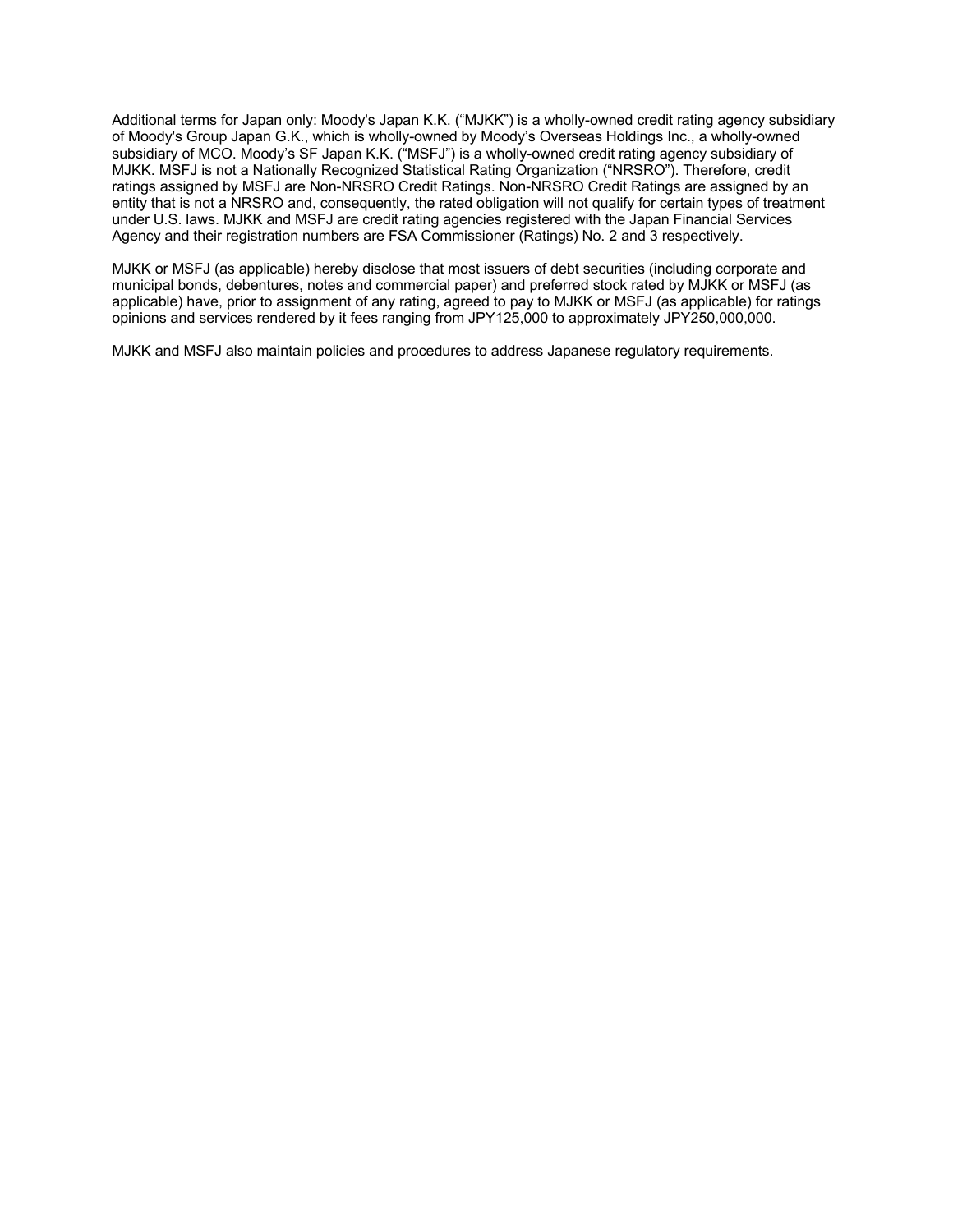Additional terms for Japan only: Moody's Japan K.K. ("MJKK") is a wholly-owned credit rating agency subsidiary of Moody's Group Japan G.K., which is wholly-owned by Moody's Overseas Holdings Inc., a wholly-owned subsidiary of MCO. Moody's SF Japan K.K. ("MSFJ") is a wholly-owned credit rating agency subsidiary of MJKK. MSFJ is not a Nationally Recognized Statistical Rating Organization ("NRSRO"). Therefore, credit ratings assigned by MSFJ are Non-NRSRO Credit Ratings. Non-NRSRO Credit Ratings are assigned by an entity that is not a NRSRO and, consequently, the rated obligation will not qualify for certain types of treatment under U.S. laws. MJKK and MSFJ are credit rating agencies registered with the Japan Financial Services Agency and their registration numbers are FSA Commissioner (Ratings) No. 2 and 3 respectively.

MJKK or MSFJ (as applicable) hereby disclose that most issuers of debt securities (including corporate and municipal bonds, debentures, notes and commercial paper) and preferred stock rated by MJKK or MSFJ (as applicable) have, prior to assignment of any rating, agreed to pay to MJKK or MSFJ (as applicable) for ratings opinions and services rendered by it fees ranging from JPY125,000 to approximately JPY250,000,000.

MJKK and MSFJ also maintain policies and procedures to address Japanese regulatory requirements.